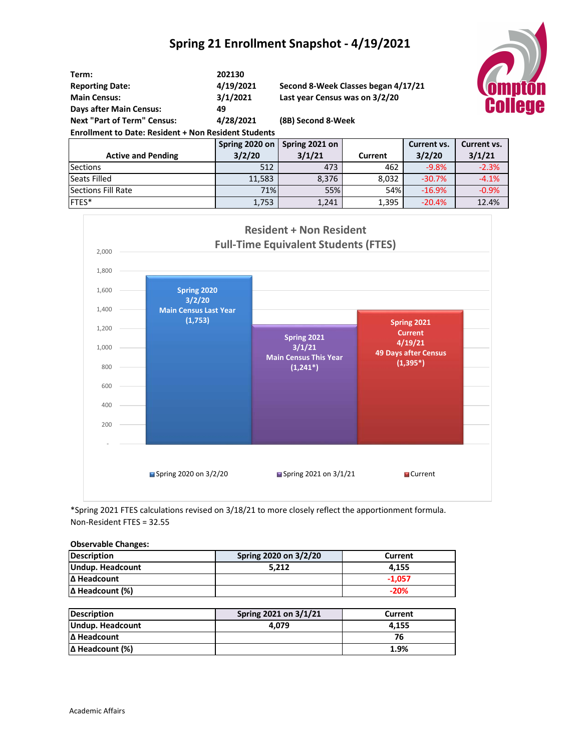# Spring 21 Enrollment Snapshot - 4/19/2021

| | | |
|---|---|---|
| **Term:** | **202130** | |
| **Reporting Date:** | **4/19/2021** | **Second 8-Week Classes began 4/17/21** |
| **Main Census:** | **3/1/2021** | **Last year Census was on 3/2/20** |
| **Days after Main Census:** | **49** | |
| **Next "Part of Term" Census:** | **4/28/2021** | **(8B) Second 8-Week** |

**Enrollment to Date: Resident + Non Resident Students**

| Active and Pending | Spring 2020 on 3/2/20 | Spring 2021 on 3/1/21 | Current | Current vs. 3/2/20 | Current vs. 3/1/21 |
|---|---|---|---|---|---|
| Sections | 512 | 473 | 462 | -9.8% | -2.3% |
| Seats Filled | 11,583 | 8,376 | 8,032 | -30.7% | -4.1% |
| Sections Fill Rate | 71% | 55% | 54% | -16.9% | -0.9% |
| FTES* | 1,753 | 1,241 | 1,395 | -20.4% | 12.4% |

**Resident + Non Resident Full-Time Equivalent Students (FTES)**

| | FTES |
|---|---|
| Spring 2020 3/2/20 Main Census Last Year | 1,753 |
| Spring 2021 3/1/21 Main Census This Year | 1,241* |
| Spring 2021 Current 4/19/21 49 Days after Census | 1,395* |

*Spring 2021 FTES calculations revised on 3/18/21 to more closely reflect the apportionment formula.
Non-Resident FTES = 32.55

**Observable Changes:**

| Description | Spring 2020 on 3/2/20 | Current |
|---|---|---|
| **Undup. Headcount** | **5,212** | **4,155** |
| **Δ Headcount** | | **-1,057** |
| **Δ Headcount (%)** | | **-20%** |

| Description | Spring 2021 on 3/1/21 | Current |
|---|---|---|
| **Undup. Headcount** | **4,079** | **4,155** |
| **Δ Headcount** | | **76** |
| **Δ Headcount (%)** | | **1.9%** |

Academic Affairs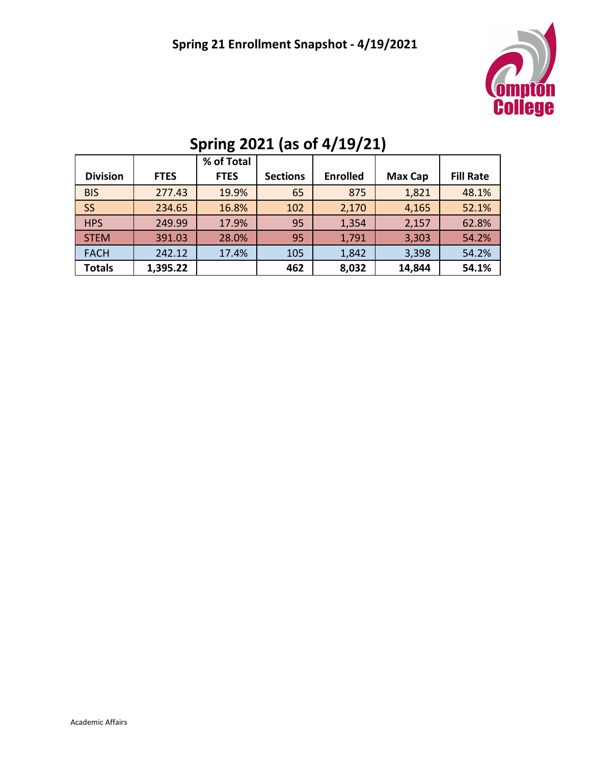# Spring 21 Enrollment Snapshot - 4/19/2021

## Spring 2021 (as of 4/19/21)

| Division | FTES | % of Total FTES | Sections | Enrolled | Max Cap | Fill Rate |
|---|---|---|---|---|---|---|
| BIS | 277.43 | 19.9% | 65 | 875 | 1,821 | 48.1% |
| SS | 234.65 | 16.8% | 102 | 2,170 | 4,165 | 52.1% |
| HPS | 249.99 | 17.9% | 95 | 1,354 | 2,157 | 62.8% |
| STEM | 391.03 | 28.0% | 95 | 1,791 | 3,303 | 54.2% |
| FACH | 242.12 | 17.4% | 105 | 1,842 | 3,398 | 54.2% |
| **Totals** | **1,395.22** | | **462** | **8,032** | **14,844** | **54.1%** |

Academic Affairs